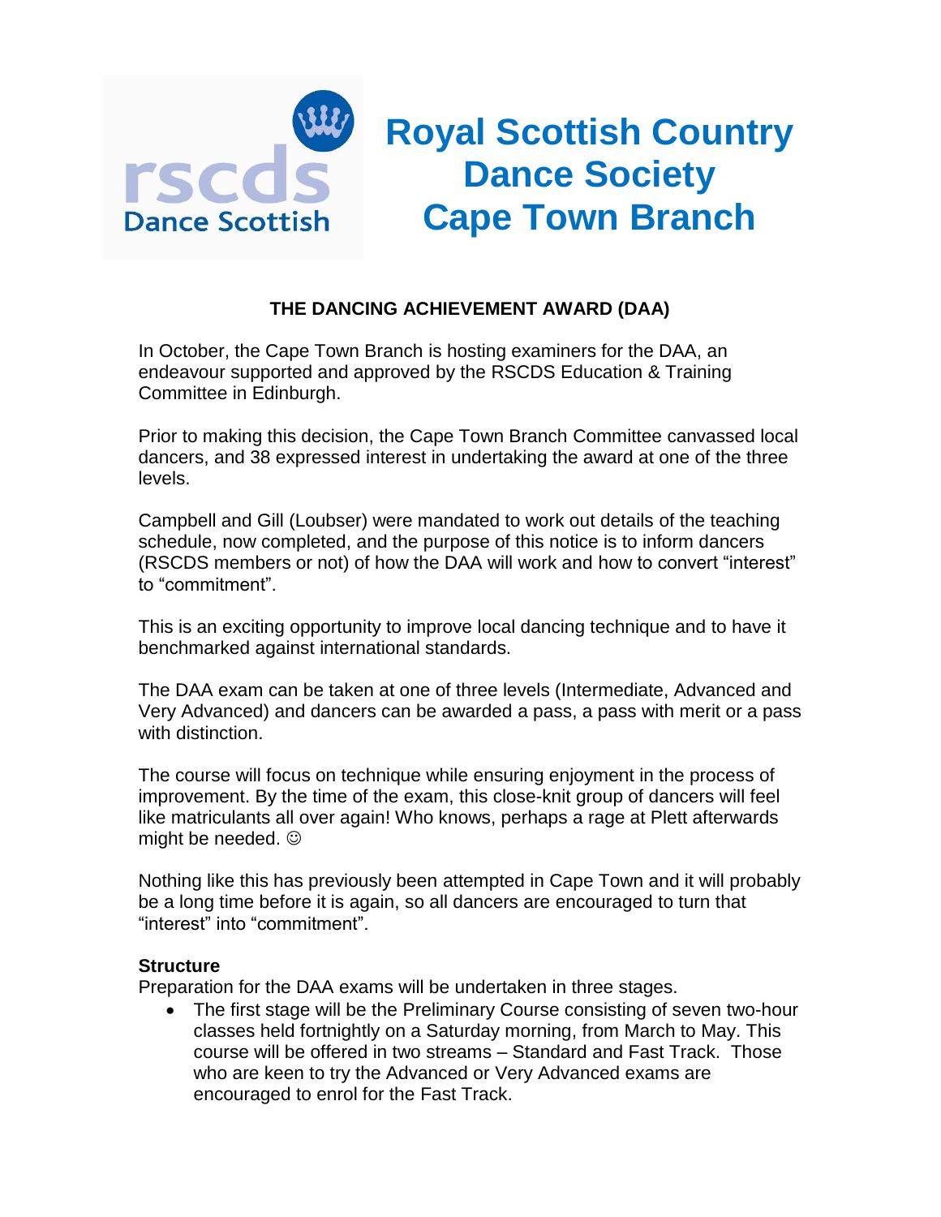# Royal Scottish Country Dance Society Cape Town Branch

## THE DANCING ACHIEVEMENT AWARD (DAA)

In October, the Cape Town Branch is hosting examiners for the DAA, an endeavour supported and approved by the RSCDS Education & Training Committee in Edinburgh.

Prior to making this decision, the Cape Town Branch Committee canvassed local dancers, and 38 expressed interest in undertaking the award at one of the three levels.

Campbell and Gill (Loubser) were mandated to work out details of the teaching schedule, now completed, and the purpose of this notice is to inform dancers (RSCDS members or not) of how the DAA will work and how to convert "interest" to "commitment".

This is an exciting opportunity to improve local dancing technique and to have it benchmarked against international standards.

The DAA exam can be taken at one of three levels (Intermediate, Advanced and Very Advanced) and dancers can be awarded a pass, a pass with merit or a pass with distinction.

The course will focus on technique while ensuring enjoyment in the process of improvement. By the time of the exam, this close-knit group of dancers will feel like matriculants all over again! Who knows, perhaps a rage at Plett afterwards might be needed. ☺

Nothing like this has previously been attempted in Cape Town and it will probably be a long time before it is again, so all dancers are encouraged to turn that "interest" into "commitment".

**Structure**

Preparation for the DAA exams will be undertaken in three stages.

- The first stage will be the Preliminary Course consisting of seven two-hour classes held fortnightly on a Saturday morning, from March to May. This course will be offered in two streams – Standard and Fast Track. Those who are keen to try the Advanced or Very Advanced exams are encouraged to enrol for the Fast Track.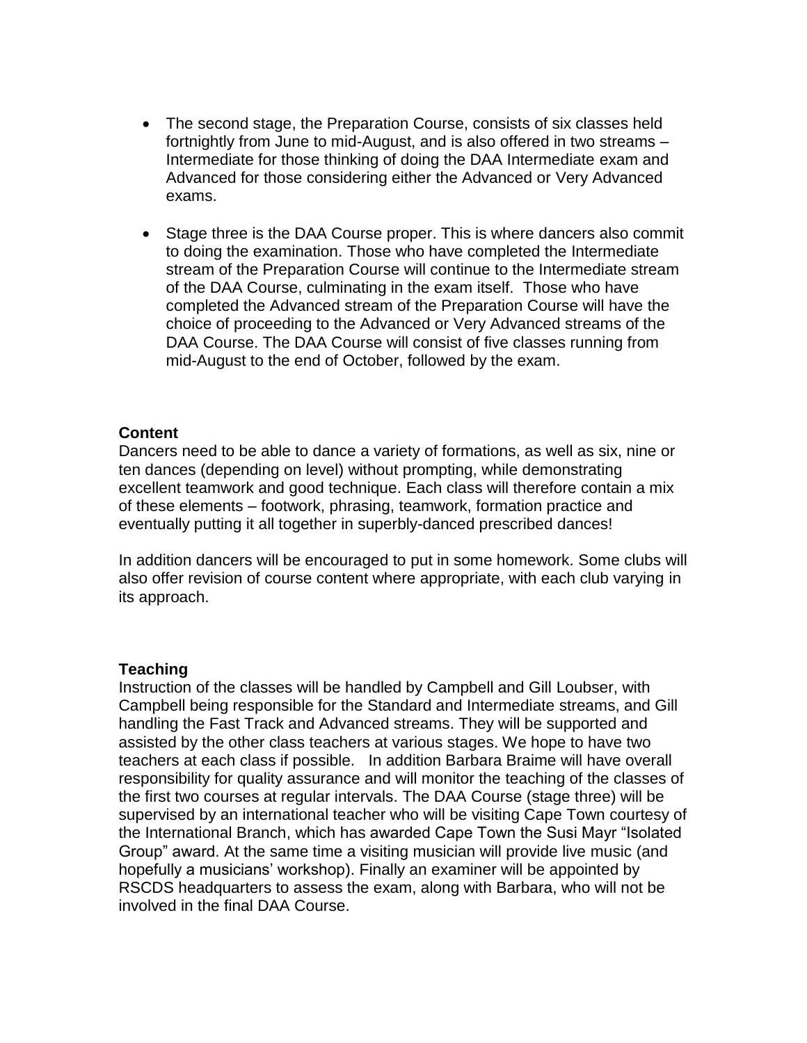- The second stage, the Preparation Course, consists of six classes held fortnightly from June to mid-August, and is also offered in two streams – Intermediate for those thinking of doing the DAA Intermediate exam and Advanced for those considering either the Advanced or Very Advanced exams.

- Stage three is the DAA Course proper. This is where dancers also commit to doing the examination. Those who have completed the Intermediate stream of the Preparation Course will continue to the Intermediate stream of the DAA Course, culminating in the exam itself. Those who have completed the Advanced stream of the Preparation Course will have the choice of proceeding to the Advanced or Very Advanced streams of the DAA Course. The DAA Course will consist of five classes running from mid-August to the end of October, followed by the exam.

**Content**

Dancers need to be able to dance a variety of formations, as well as six, nine or ten dances (depending on level) without prompting, while demonstrating excellent teamwork and good technique. Each class will therefore contain a mix of these elements – footwork, phrasing, teamwork, formation practice and eventually putting it all together in superbly-danced prescribed dances!

In addition dancers will be encouraged to put in some homework. Some clubs will also offer revision of course content where appropriate, with each club varying in its approach.

**Teaching**

Instruction of the classes will be handled by Campbell and Gill Loubser, with Campbell being responsible for the Standard and Intermediate streams, and Gill handling the Fast Track and Advanced streams. They will be supported and assisted by the other class teachers at various stages. We hope to have two teachers at each class if possible. In addition Barbara Braime will have overall responsibility for quality assurance and will monitor the teaching of the classes of the first two courses at regular intervals. The DAA Course (stage three) will be supervised by an international teacher who will be visiting Cape Town courtesy of the International Branch, which has awarded Cape Town the Susi Mayr "Isolated Group" award. At the same time a visiting musician will provide live music (and hopefully a musicians' workshop). Finally an examiner will be appointed by RSCDS headquarters to assess the exam, along with Barbara, who will not be involved in the final DAA Course.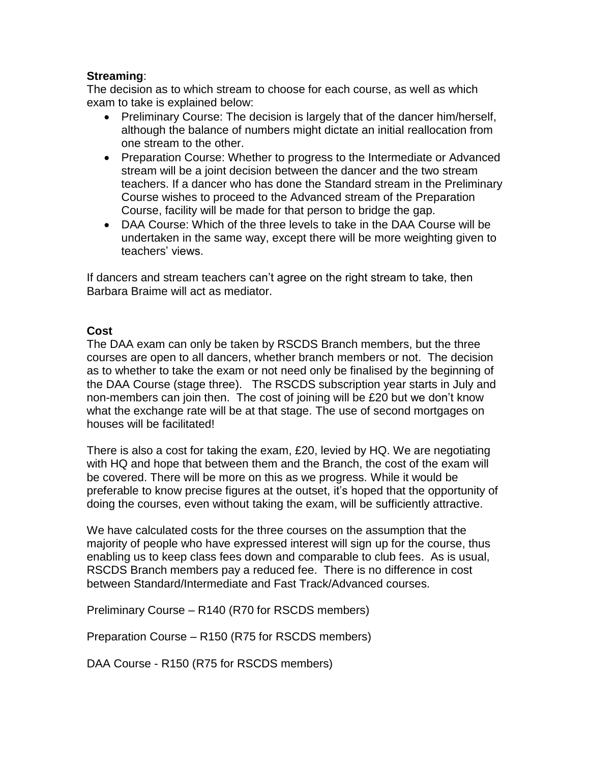**Streaming**:

The decision as to which stream to choose for each course, as well as which exam to take is explained below:

- Preliminary Course: The decision is largely that of the dancer him/herself, although the balance of numbers might dictate an initial reallocation from one stream to the other.
- Preparation Course: Whether to progress to the Intermediate or Advanced stream will be a joint decision between the dancer and the two stream teachers. If a dancer who has done the Standard stream in the Preliminary Course wishes to proceed to the Advanced stream of the Preparation Course, facility will be made for that person to bridge the gap.
- DAA Course: Which of the three levels to take in the DAA Course will be undertaken in the same way, except there will be more weighting given to teachers' views.

If dancers and stream teachers can't agree on the right stream to take, then Barbara Braime will act as mediator.

**Cost**

The DAA exam can only be taken by RSCDS Branch members, but the three courses are open to all dancers, whether branch members or not. The decision as to whether to take the exam or not need only be finalised by the beginning of the DAA Course (stage three). The RSCDS subscription year starts in July and non-members can join then. The cost of joining will be £20 but we don't know what the exchange rate will be at that stage. The use of second mortgages on houses will be facilitated!

There is also a cost for taking the exam, £20, levied by HQ. We are negotiating with HQ and hope that between them and the Branch, the cost of the exam will be covered. There will be more on this as we progress. While it would be preferable to know precise figures at the outset, it's hoped that the opportunity of doing the courses, even without taking the exam, will be sufficiently attractive.

We have calculated costs for the three courses on the assumption that the majority of people who have expressed interest will sign up for the course, thus enabling us to keep class fees down and comparable to club fees. As is usual, RSCDS Branch members pay a reduced fee. There is no difference in cost between Standard/Intermediate and Fast Track/Advanced courses.

Preliminary Course – R140 (R70 for RSCDS members)

Preparation Course – R150 (R75 for RSCDS members)

DAA Course - R150 (R75 for RSCDS members)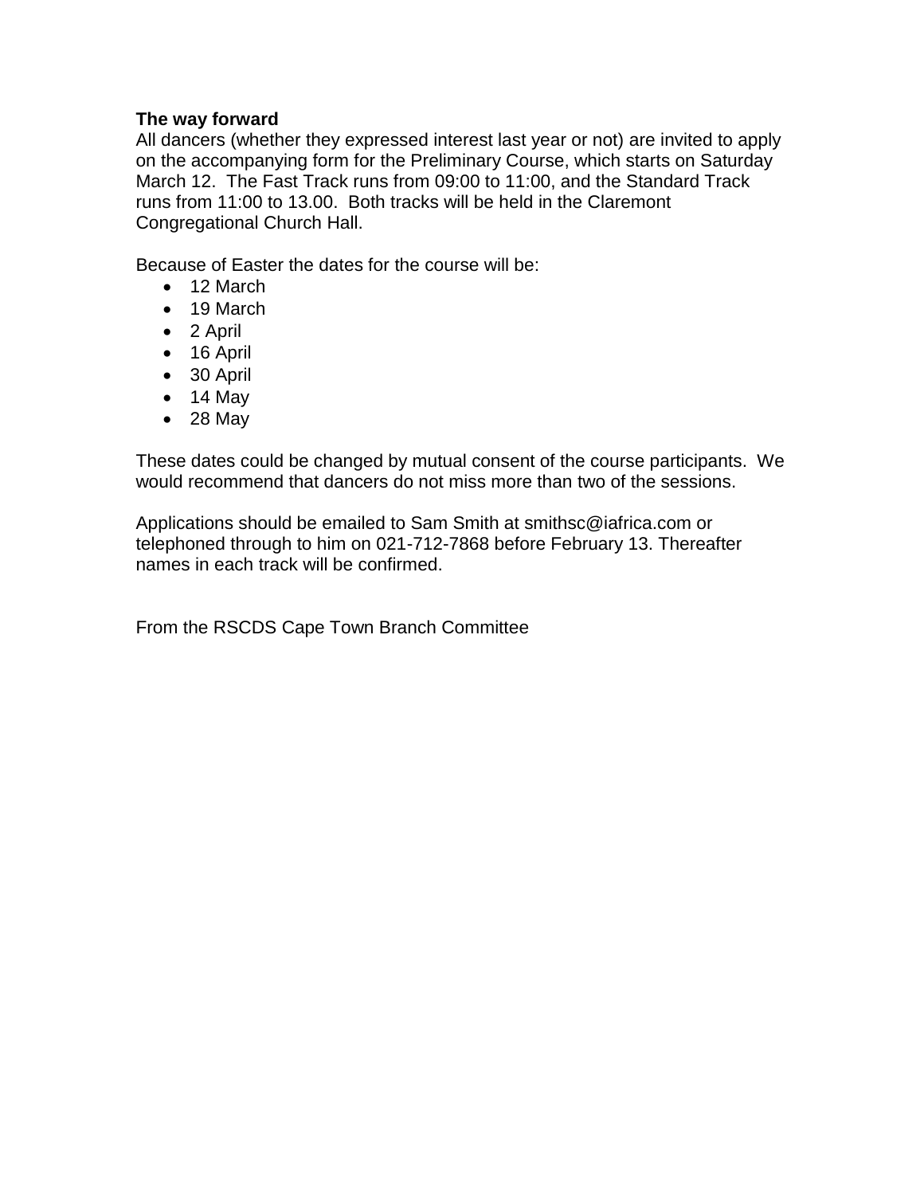**The way forward**

All dancers (whether they expressed interest last year or not) are invited to apply on the accompanying form for the Preliminary Course, which starts on Saturday March 12. The Fast Track runs from 09:00 to 11:00, and the Standard Track runs from 11:00 to 13.00. Both tracks will be held in the Claremont Congregational Church Hall.

Because of Easter the dates for the course will be:

- 12 March
- 19 March
- 2 April
- 16 April
- 30 April
- 14 May
- 28 May

These dates could be changed by mutual consent of the course participants. We would recommend that dancers do not miss more than two of the sessions.

Applications should be emailed to Sam Smith at smithsc@iafrica.com or telephoned through to him on 021-712-7868 before February 13. Thereafter names in each track will be confirmed.

From the RSCDS Cape Town Branch Committee